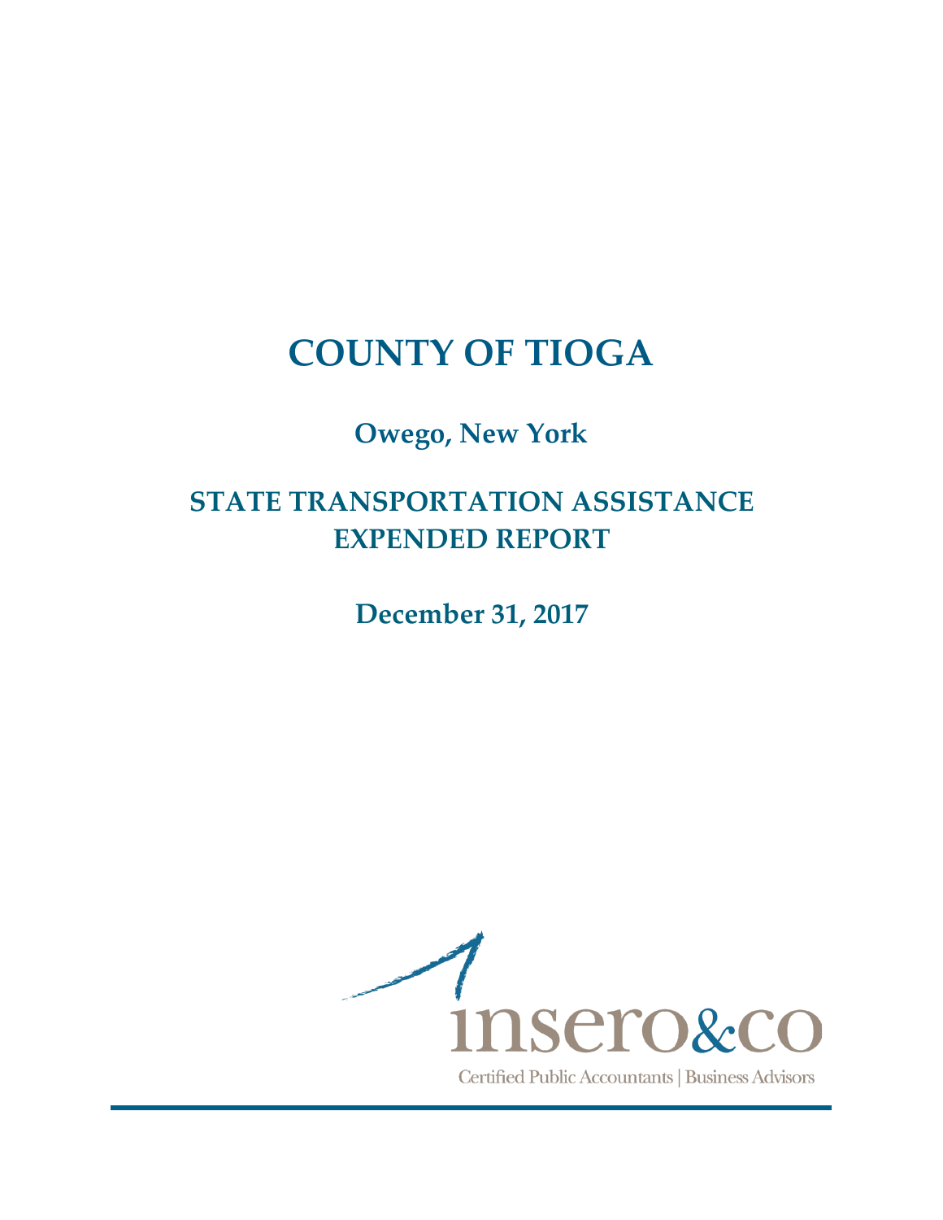# COUNTY OF TIOGA

## Owego, New York

## STATE TRANSPORTATION ASSISTANCE EXPENDED REPORT

## December 31, 2017

insero&co

Certified Public Accountants | Business Advisors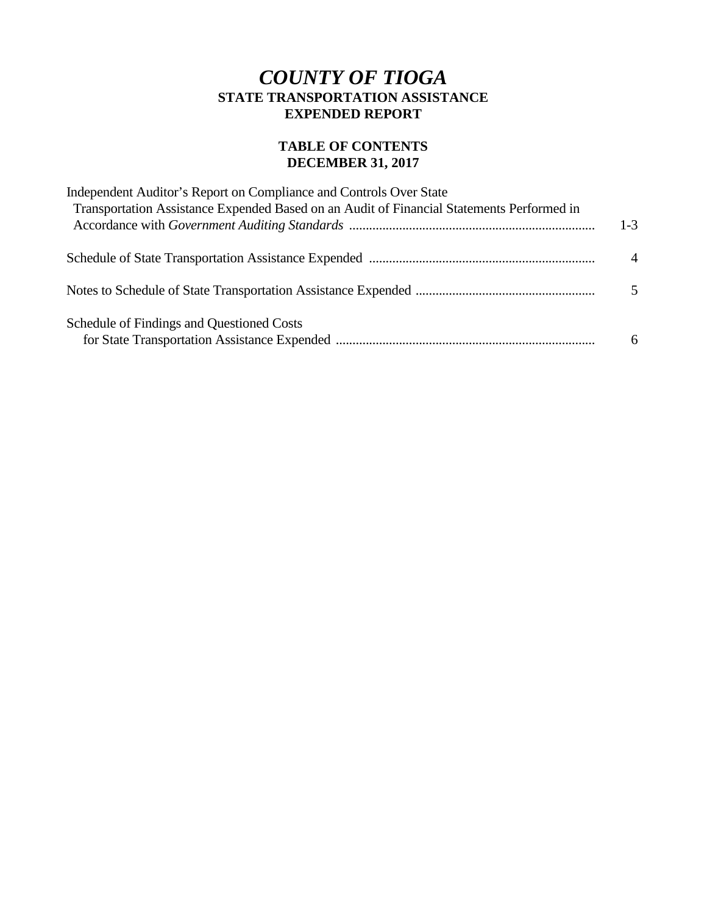# *COUNTY OF TIOGA*

## STATE TRANSPORTATION ASSISTANCE EXPENDED REPORT

### TABLE OF CONTENTS
### DECEMBER 31, 2017

| | |
|---|---|
| Independent Auditor's Report on Compliance and Controls Over State Transportation Assistance Expended Based on an Audit of Financial Statements Performed in Accordance with *Government Auditing Standards* | 1-3 |
| Schedule of State Transportation Assistance Expended | 4 |
| Notes to Schedule of State Transportation Assistance Expended | 5 |
| Schedule of Findings and Questioned Costs for State Transportation Assistance Expended | 6 |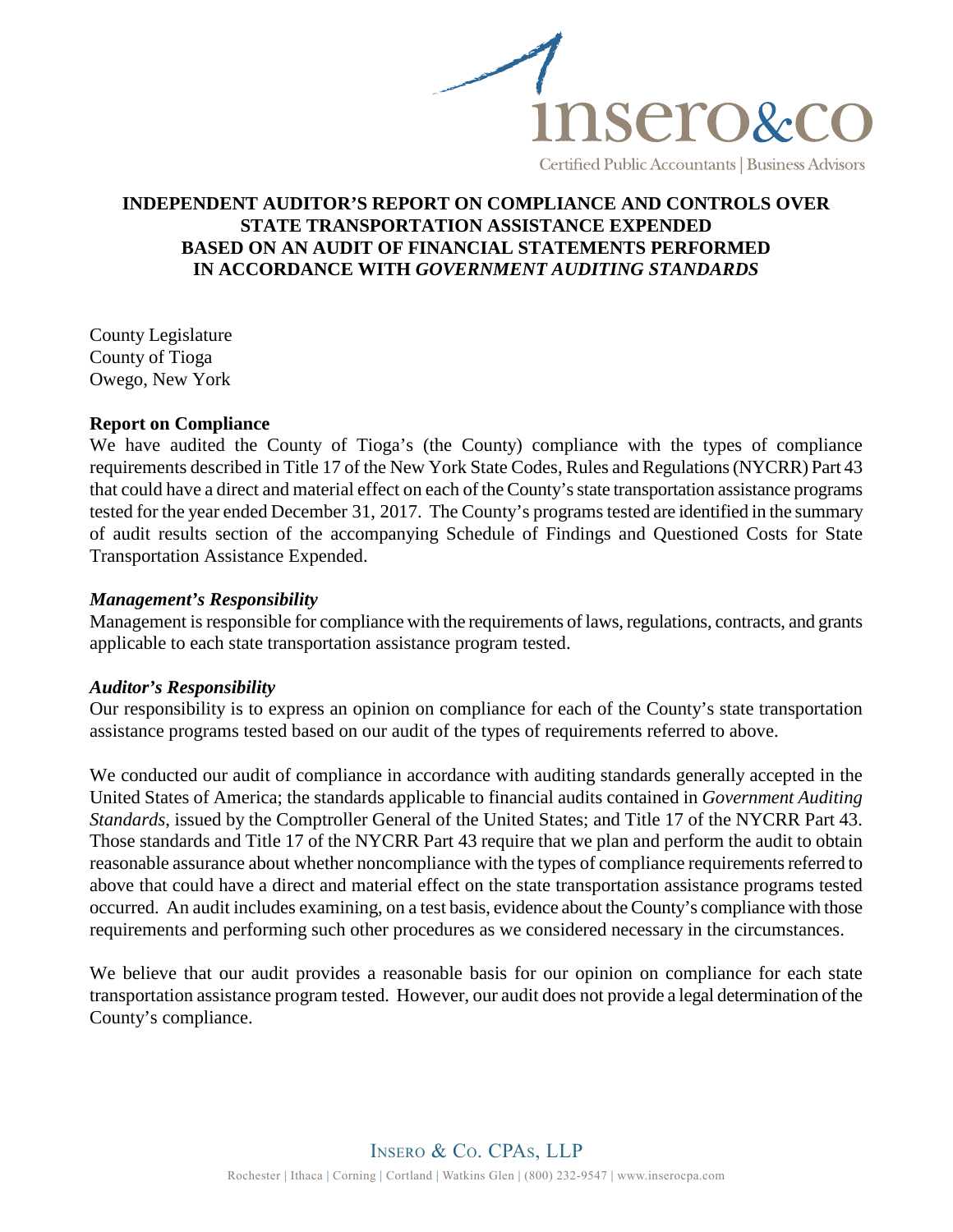# INDEPENDENT AUDITOR'S REPORT ON COMPLIANCE AND CONTROLS OVER STATE TRANSPORTATION ASSISTANCE EXPENDED BASED ON AN AUDIT OF FINANCIAL STATEMENTS PERFORMED IN ACCORDANCE WITH *GOVERNMENT AUDITING STANDARDS*

County Legislature
County of Tioga
Owego, New York

## Report on Compliance

We have audited the County of Tioga's (the County) compliance with the types of compliance requirements described in Title 17 of the New York State Codes, Rules and Regulations (NYCRR) Part 43 that could have a direct and material effect on each of the County's state transportation assistance programs tested for the year ended December 31, 2017. The County's programs tested are identified in the summary of audit results section of the accompanying Schedule of Findings and Questioned Costs for State Transportation Assistance Expended.

### *Management's Responsibility*

Management is responsible for compliance with the requirements of laws, regulations, contracts, and grants applicable to each state transportation assistance program tested.

### *Auditor's Responsibility*

Our responsibility is to express an opinion on compliance for each of the County's state transportation assistance programs tested based on our audit of the types of requirements referred to above.

We conducted our audit of compliance in accordance with auditing standards generally accepted in the United States of America; the standards applicable to financial audits contained in *Government Auditing Standards*, issued by the Comptroller General of the United States; and Title 17 of the NYCRR Part 43. Those standards and Title 17 of the NYCRR Part 43 require that we plan and perform the audit to obtain reasonable assurance about whether noncompliance with the types of compliance requirements referred to above that could have a direct and material effect on the state transportation assistance programs tested occurred. An audit includes examining, on a test basis, evidence about the County's compliance with those requirements and performing such other procedures as we considered necessary in the circumstances.

We believe that our audit provides a reasonable basis for our opinion on compliance for each state transportation assistance program tested. However, our audit does not provide a legal determination of the County's compliance.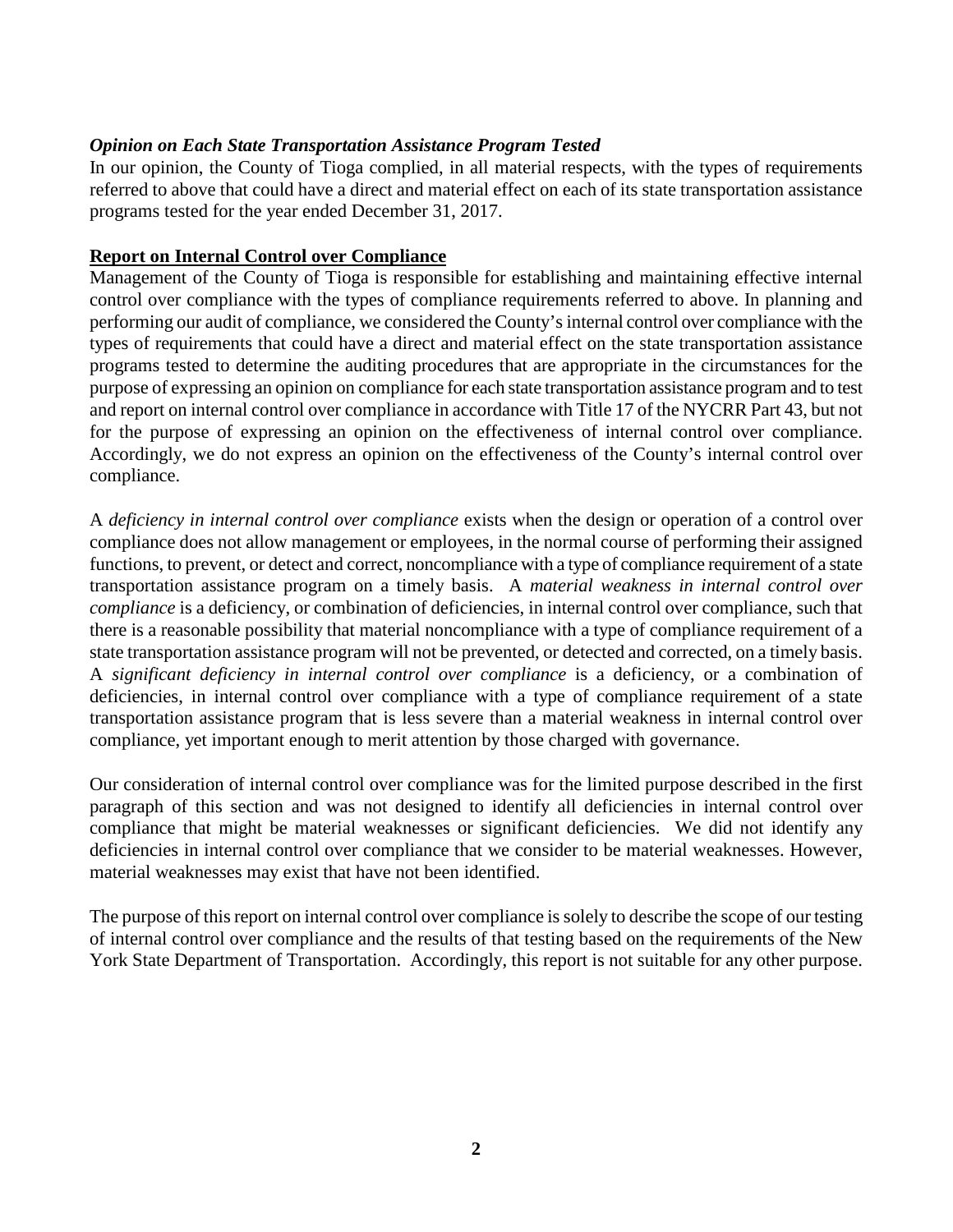### *Opinion on Each State Transportation Assistance Program Tested*

In our opinion, the County of Tioga complied, in all material respects, with the types of requirements referred to above that could have a direct and material effect on each of its state transportation assistance programs tested for the year ended December 31, 2017.

## **Report on Internal Control over Compliance**

Management of the County of Tioga is responsible for establishing and maintaining effective internal control over compliance with the types of compliance requirements referred to above. In planning and performing our audit of compliance, we considered the County's internal control over compliance with the types of requirements that could have a direct and material effect on the state transportation assistance programs tested to determine the auditing procedures that are appropriate in the circumstances for the purpose of expressing an opinion on compliance for each state transportation assistance program and to test and report on internal control over compliance in accordance with Title 17 of the NYCRR Part 43, but not for the purpose of expressing an opinion on the effectiveness of internal control over compliance. Accordingly, we do not express an opinion on the effectiveness of the County's internal control over compliance.

A *deficiency in internal control over compliance* exists when the design or operation of a control over compliance does not allow management or employees, in the normal course of performing their assigned functions, to prevent, or detect and correct, noncompliance with a type of compliance requirement of a state transportation assistance program on a timely basis. A *material weakness in internal control over compliance* is a deficiency, or combination of deficiencies, in internal control over compliance, such that there is a reasonable possibility that material noncompliance with a type of compliance requirement of a state transportation assistance program will not be prevented, or detected and corrected, on a timely basis. A *significant deficiency in internal control over compliance* is a deficiency, or a combination of deficiencies, in internal control over compliance with a type of compliance requirement of a state transportation assistance program that is less severe than a material weakness in internal control over compliance, yet important enough to merit attention by those charged with governance.

Our consideration of internal control over compliance was for the limited purpose described in the first paragraph of this section and was not designed to identify all deficiencies in internal control over compliance that might be material weaknesses or significant deficiencies. We did not identify any deficiencies in internal control over compliance that we consider to be material weaknesses. However, material weaknesses may exist that have not been identified.

The purpose of this report on internal control over compliance is solely to describe the scope of our testing of internal control over compliance and the results of that testing based on the requirements of the New York State Department of Transportation. Accordingly, this report is not suitable for any other purpose.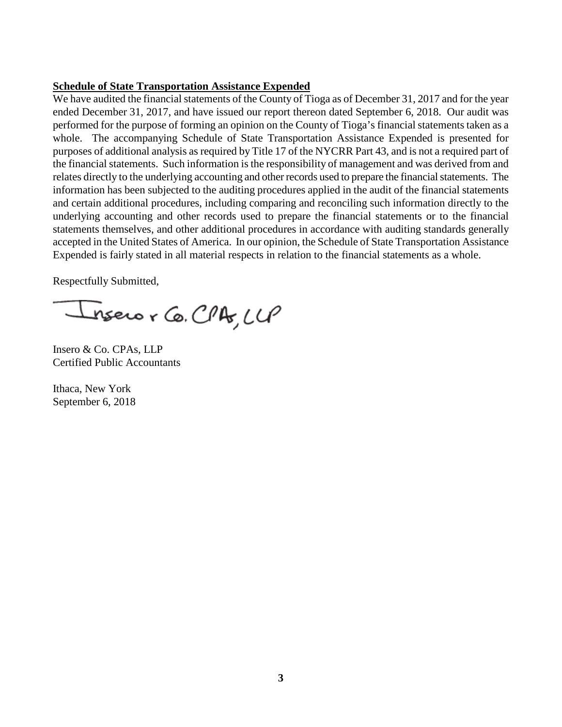**Schedule of State Transportation Assistance Expended**

We have audited the financial statements of the County of Tioga as of December 31, 2017 and for the year ended December 31, 2017, and have issued our report thereon dated September 6, 2018. Our audit was performed for the purpose of forming an opinion on the County of Tioga's financial statements taken as a whole. The accompanying Schedule of State Transportation Assistance Expended is presented for purposes of additional analysis as required by Title 17 of the NYCRR Part 43, and is not a required part of the financial statements. Such information is the responsibility of management and was derived from and relates directly to the underlying accounting and other records used to prepare the financial statements. The information has been subjected to the auditing procedures applied in the audit of the financial statements and certain additional procedures, including comparing and reconciling such information directly to the underlying accounting and other records used to prepare the financial statements or to the financial statements themselves, and other additional procedures in accordance with auditing standards generally accepted in the United States of America. In our opinion, the Schedule of State Transportation Assistance Expended is fairly stated in all material respects in relation to the financial statements as a whole.

Respectfully Submitted,

Insero & Co. CPAs, LLP

Insero & Co. CPAs, LLP
Certified Public Accountants

Ithaca, New York
September 6, 2018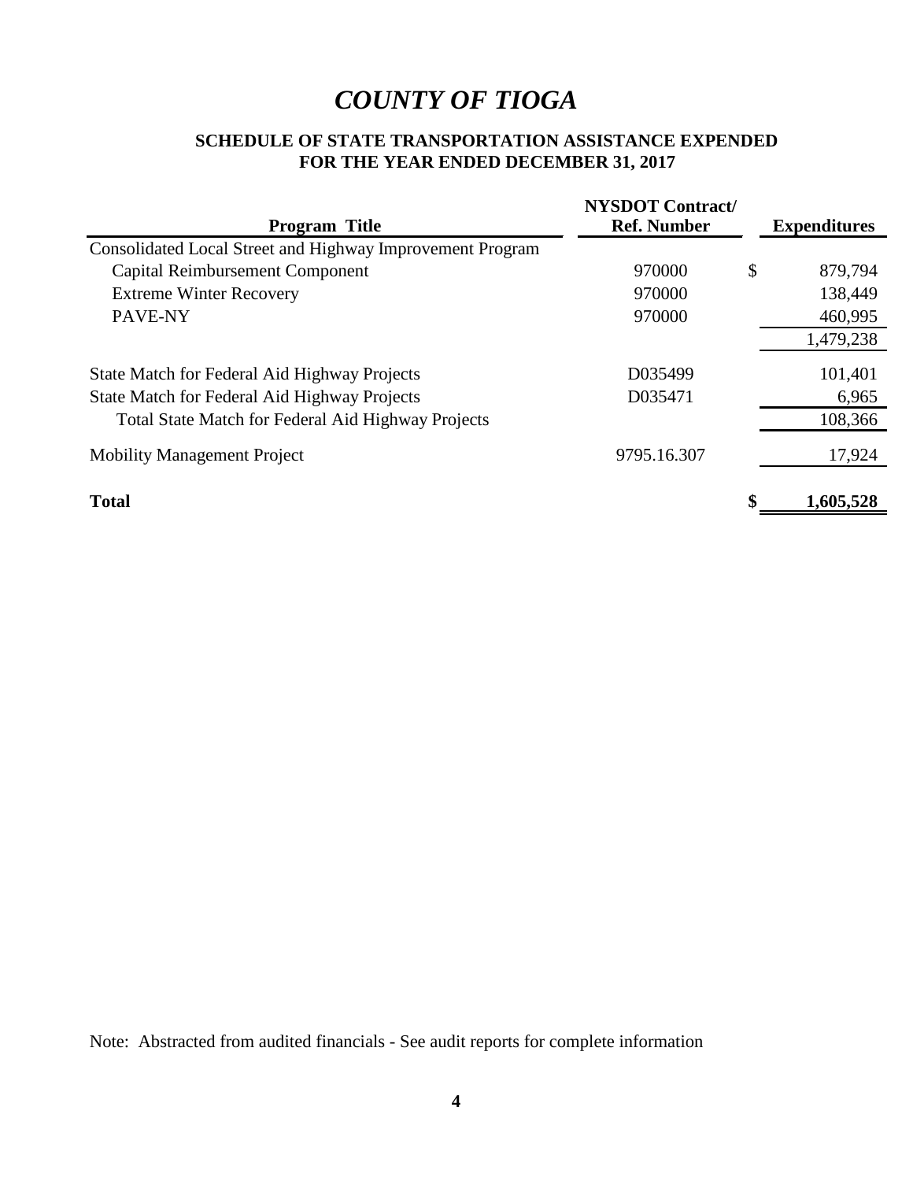# *COUNTY OF TIOGA*

## SCHEDULE OF STATE TRANSPORTATION ASSISTANCE EXPENDED
## FOR THE YEAR ENDED DECEMBER 31, 2017

| Program Title | NYSDOT Contract/ Ref. Number | Expenditures |
|---|---|---|
| Consolidated Local Street and Highway Improvement Program | | |
| Capital Reimbursement Component | 970000 | $ 879,794 |
| Extreme Winter Recovery | 970000 | 138,449 |
| PAVE-NY | 970000 | 460,995 |
| | | 1,479,238 |
| State Match for Federal Aid Highway Projects | D035499 | 101,401 |
| State Match for Federal Aid Highway Projects | D035471 | 6,965 |
| Total State Match for Federal Aid Highway Projects | | 108,366 |
| Mobility Management Project | 9795.16.307 | 17,924 |
| **Total** | | **$ 1,605,528** |

Note: Abstracted from audited financials - See audit reports for complete information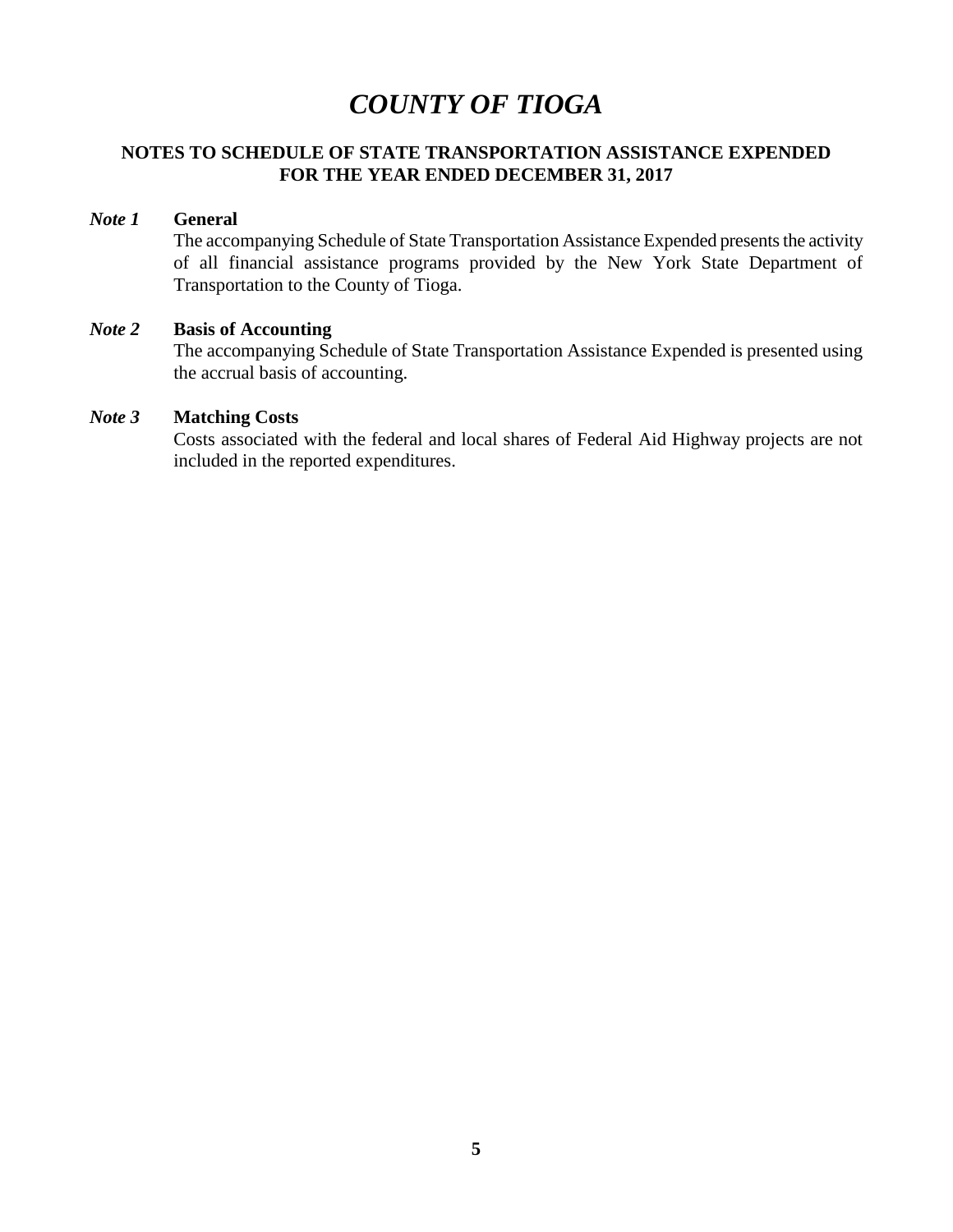# *COUNTY OF TIOGA*

## NOTES TO SCHEDULE OF STATE TRANSPORTATION ASSISTANCE EXPENDED FOR THE YEAR ENDED DECEMBER 31, 2017

***Note 1*** **General**

The accompanying Schedule of State Transportation Assistance Expended presents the activity of all financial assistance programs provided by the New York State Department of Transportation to the County of Tioga.

***Note 2*** **Basis of Accounting**

The accompanying Schedule of State Transportation Assistance Expended is presented using the accrual basis of accounting.

***Note 3*** **Matching Costs**

Costs associated with the federal and local shares of Federal Aid Highway projects are not included in the reported expenditures.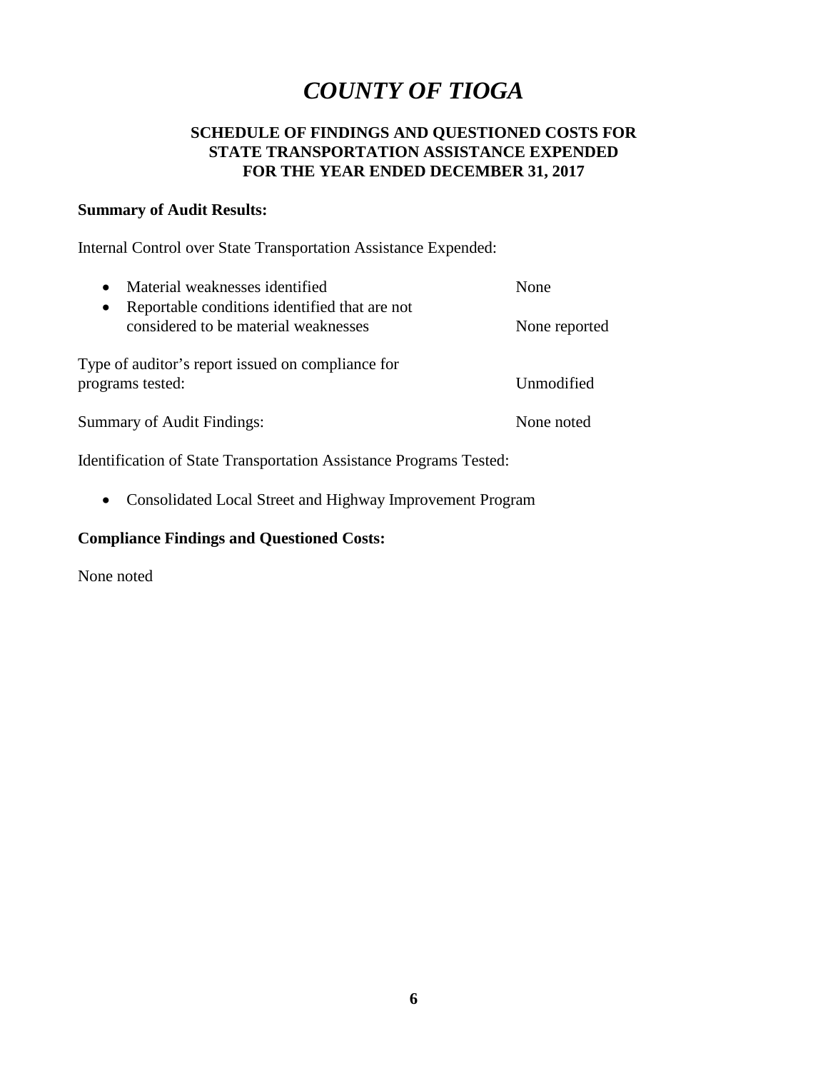# *COUNTY OF TIOGA*

**SCHEDULE OF FINDINGS AND QUESTIONED COSTS FOR STATE TRANSPORTATION ASSISTANCE EXPENDED FOR THE YEAR ENDED DECEMBER 31, 2017**

**Summary of Audit Results:**

Internal Control over State Transportation Assistance Expended:

| | |
|---|---|
| • Material weaknesses identified | None |
| • Reportable conditions identified that are not considered to be material weaknesses | None reported |
| Type of auditor's report issued on compliance for programs tested: | Unmodified |
| Summary of Audit Findings: | None noted |

Identification of State Transportation Assistance Programs Tested:

- Consolidated Local Street and Highway Improvement Program

**Compliance Findings and Questioned Costs:**

None noted